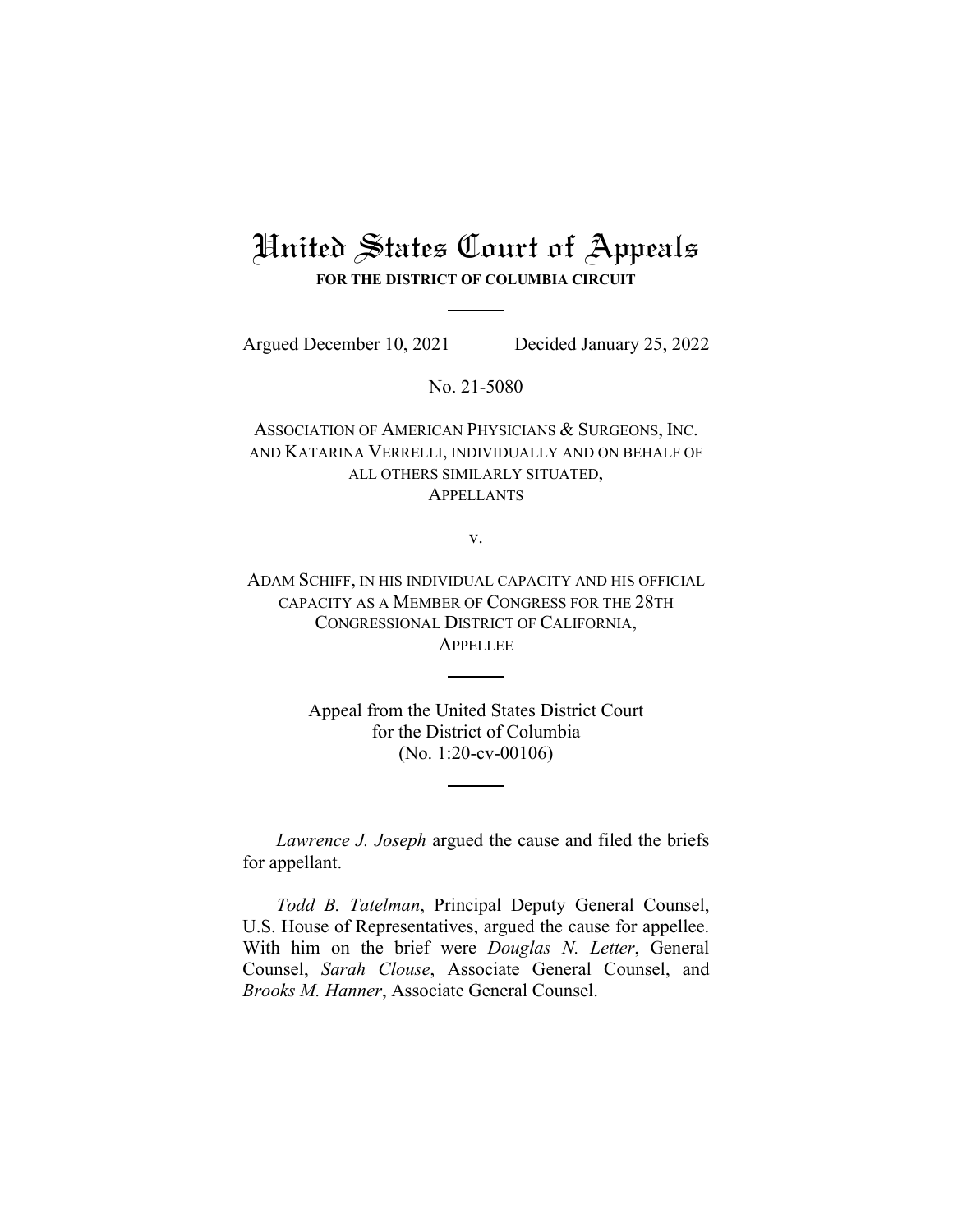# United States Court of Appeals

**FOR THE DISTRICT OF COLUMBIA CIRCUIT**

---

Argued December 10, 2021 Decided January 25, 2022

No. 21-5080

ASSOCIATION OF AMERICAN PHYSICIANS & SURGEONS, INC. AND KATARINA VERRELLI, INDIVIDUALLY AND ON BEHALF OF ALL OTHERS SIMILARLY SITUATED,
APPELLANTS

v.

ADAM SCHIFF, IN HIS INDIVIDUAL CAPACITY AND HIS OFFICIAL CAPACITY AS A MEMBER OF CONGRESS FOR THE 28TH CONGRESSIONAL DISTRICT OF CALIFORNIA,
APPELLEE

---

Appeal from the United States District Court
for the District of Columbia
(No. 1:20-cv-00106)

---

*Lawrence J. Joseph* argued the cause and filed the briefs for appellant.

*Todd B. Tatelman*, Principal Deputy General Counsel, U.S. House of Representatives, argued the cause for appellee. With him on the brief were *Douglas N. Letter*, General Counsel, *Sarah Clouse*, Associate General Counsel, and *Brooks M. Hanner*, Associate General Counsel.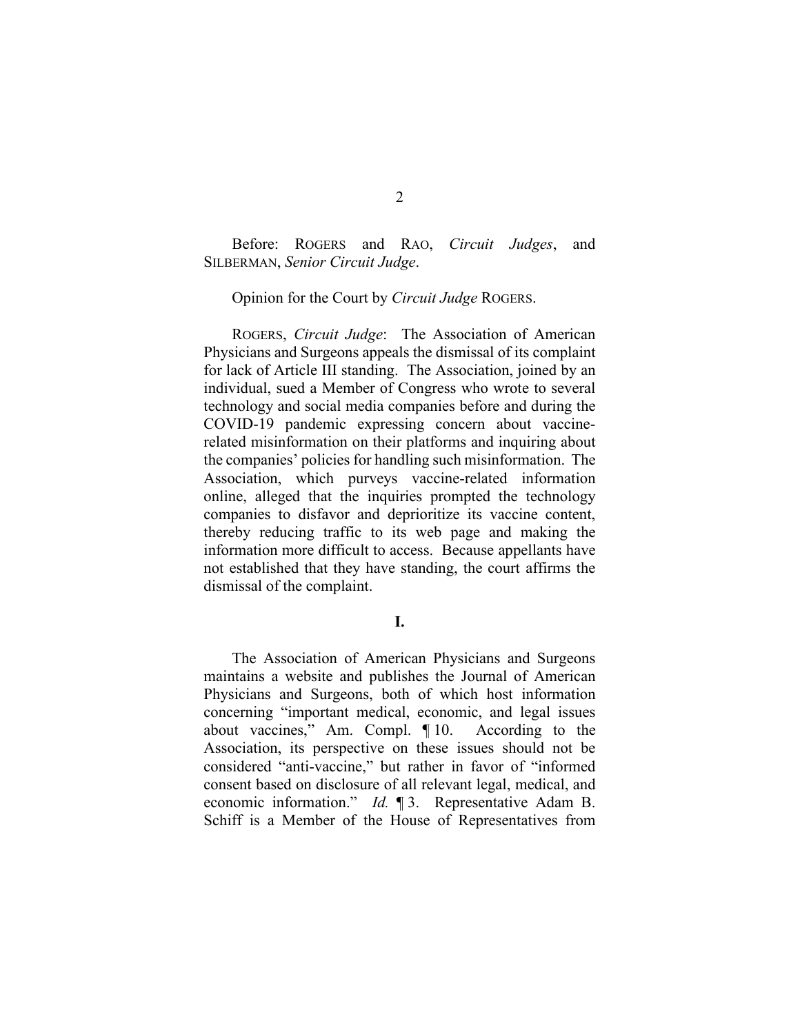Before: ROGERS and RAO, *Circuit Judges*, and SILBERMAN, *Senior Circuit Judge*.

Opinion for the Court by *Circuit Judge* ROGERS.

ROGERS, *Circuit Judge*: The Association of American Physicians and Surgeons appeals the dismissal of its complaint for lack of Article III standing. The Association, joined by an individual, sued a Member of Congress who wrote to several technology and social media companies before and during the COVID-19 pandemic expressing concern about vaccine-related misinformation on their platforms and inquiring about the companies' policies for handling such misinformation. The Association, which purveys vaccine-related information online, alleged that the inquiries prompted the technology companies to disfavor and deprioritize its vaccine content, thereby reducing traffic to its web page and making the information more difficult to access. Because appellants have not established that they have standing, the court affirms the dismissal of the complaint.

## I.

The Association of American Physicians and Surgeons maintains a website and publishes the Journal of American Physicians and Surgeons, both of which host information concerning "important medical, economic, and legal issues about vaccines," Am. Compl. ¶ 10. According to the Association, its perspective on these issues should not be considered "anti-vaccine," but rather in favor of "informed consent based on disclosure of all relevant legal, medical, and economic information." *Id.* ¶ 3. Representative Adam B. Schiff is a Member of the House of Representatives from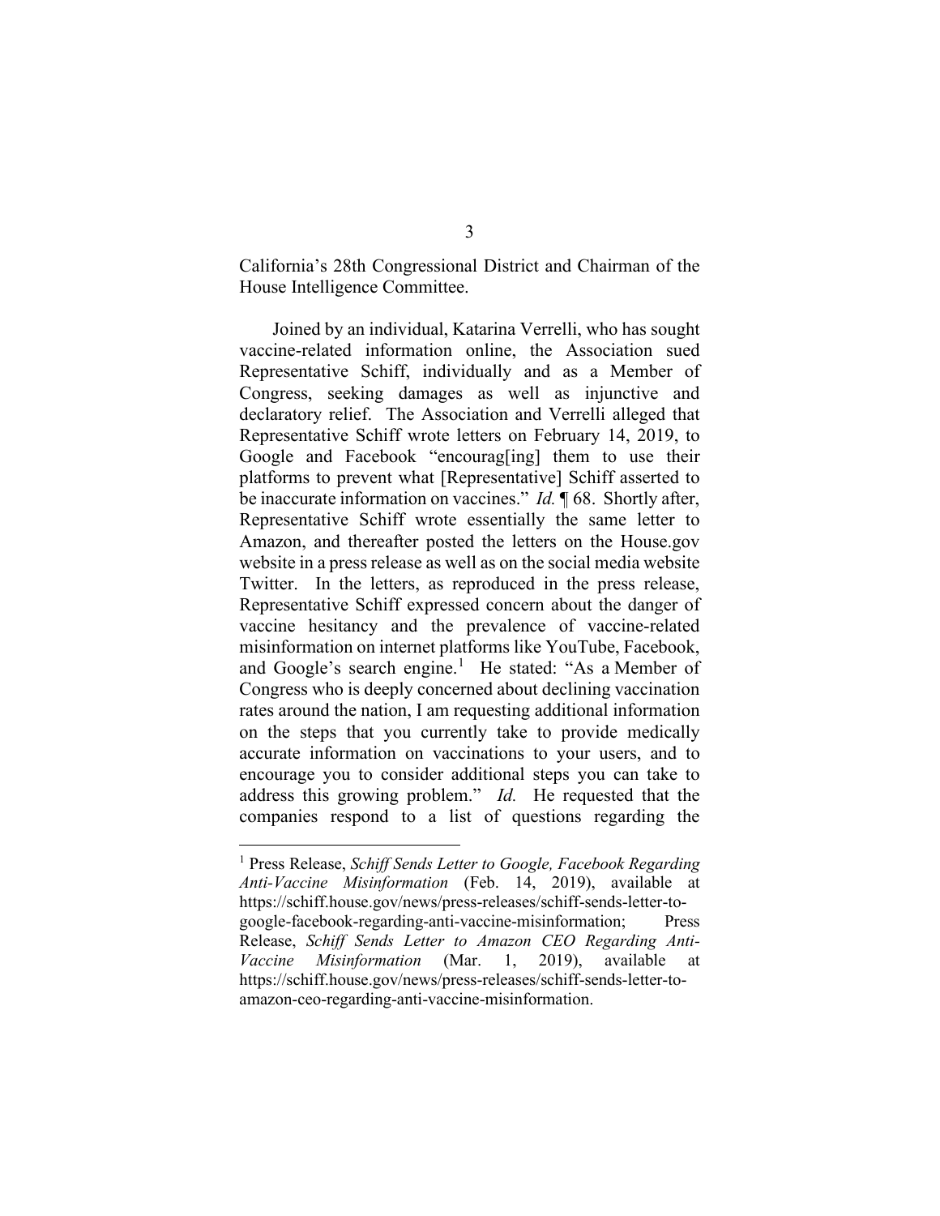California's 28th Congressional District and Chairman of the House Intelligence Committee.

Joined by an individual, Katarina Verrelli, who has sought vaccine-related information online, the Association sued Representative Schiff, individually and as a Member of Congress, seeking damages as well as injunctive and declaratory relief. The Association and Verrelli alleged that Representative Schiff wrote letters on February 14, 2019, to Google and Facebook "encourag[ing] them to use their platforms to prevent what [Representative] Schiff asserted to be inaccurate information on vaccines." *Id.* ¶ 68. Shortly after, Representative Schiff wrote essentially the same letter to Amazon, and thereafter posted the letters on the House.gov website in a press release as well as on the social media website Twitter. In the letters, as reproduced in the press release, Representative Schiff expressed concern about the danger of vaccine hesitancy and the prevalence of vaccine-related misinformation on internet platforms like YouTube, Facebook, and Google's search engine.[1] He stated: "As a Member of Congress who is deeply concerned about declining vaccination rates around the nation, I am requesting additional information on the steps that you currently take to provide medically accurate information on vaccinations to your users, and to encourage you to consider additional steps you can take to address this growing problem." *Id.* He requested that the companies respond to a list of questions regarding the

---

[1] Press Release, *Schiff Sends Letter to Google, Facebook Regarding Anti-Vaccine Misinformation* (Feb. 14, 2019), available at https://schiff.house.gov/news/press-releases/schiff-sends-letter-to-google-facebook-regarding-anti-vaccine-misinformation; Press Release, *Schiff Sends Letter to Amazon CEO Regarding Anti-Vaccine Misinformation* (Mar. 1, 2019), available at https://schiff.house.gov/news/press-releases/schiff-sends-letter-to-amazon-ceo-regarding-anti-vaccine-misinformation.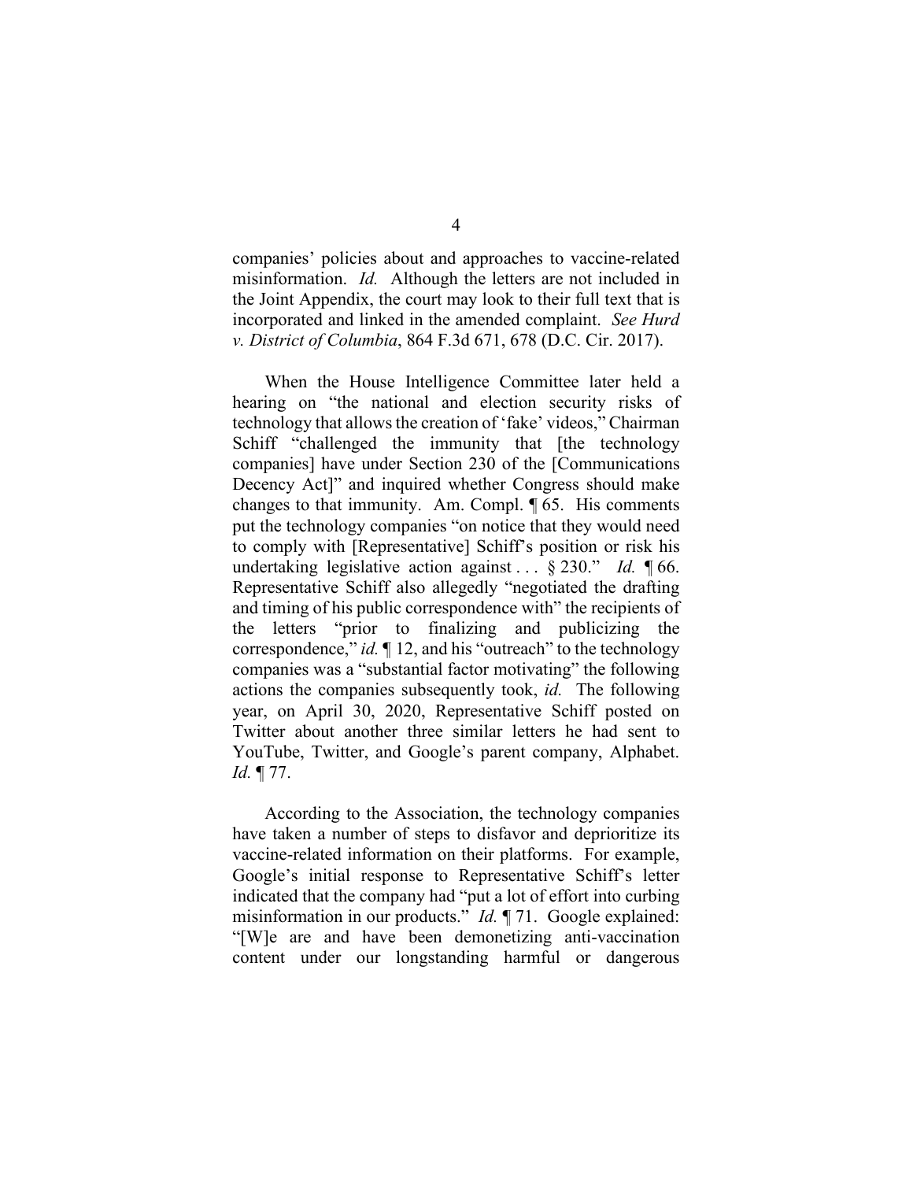companies' policies about and approaches to vaccine-related misinformation. *Id.* Although the letters are not included in the Joint Appendix, the court may look to their full text that is incorporated and linked in the amended complaint. *See Hurd v. District of Columbia*, 864 F.3d 671, 678 (D.C. Cir. 2017).

When the House Intelligence Committee later held a hearing on "the national and election security risks of technology that allows the creation of 'fake' videos," Chairman Schiff "challenged the immunity that [the technology companies] have under Section 230 of the [Communications Decency Act]" and inquired whether Congress should make changes to that immunity. Am. Compl. ¶ 65. His comments put the technology companies "on notice that they would need to comply with [Representative] Schiff's position or risk his undertaking legislative action against . . . § 230." *Id.* ¶ 66. Representative Schiff also allegedly "negotiated the drafting and timing of his public correspondence with" the recipients of the letters "prior to finalizing and publicizing the correspondence," *id.* ¶ 12, and his "outreach" to the technology companies was a "substantial factor motivating" the following actions the companies subsequently took, *id.* The following year, on April 30, 2020, Representative Schiff posted on Twitter about another three similar letters he had sent to YouTube, Twitter, and Google's parent company, Alphabet. *Id.* ¶ 77.

According to the Association, the technology companies have taken a number of steps to disfavor and deprioritize its vaccine-related information on their platforms. For example, Google's initial response to Representative Schiff's letter indicated that the company had "put a lot of effort into curbing misinformation in our products." *Id.* ¶ 71. Google explained: "[W]e are and have been demonetizing anti-vaccination content under our longstanding harmful or dangerous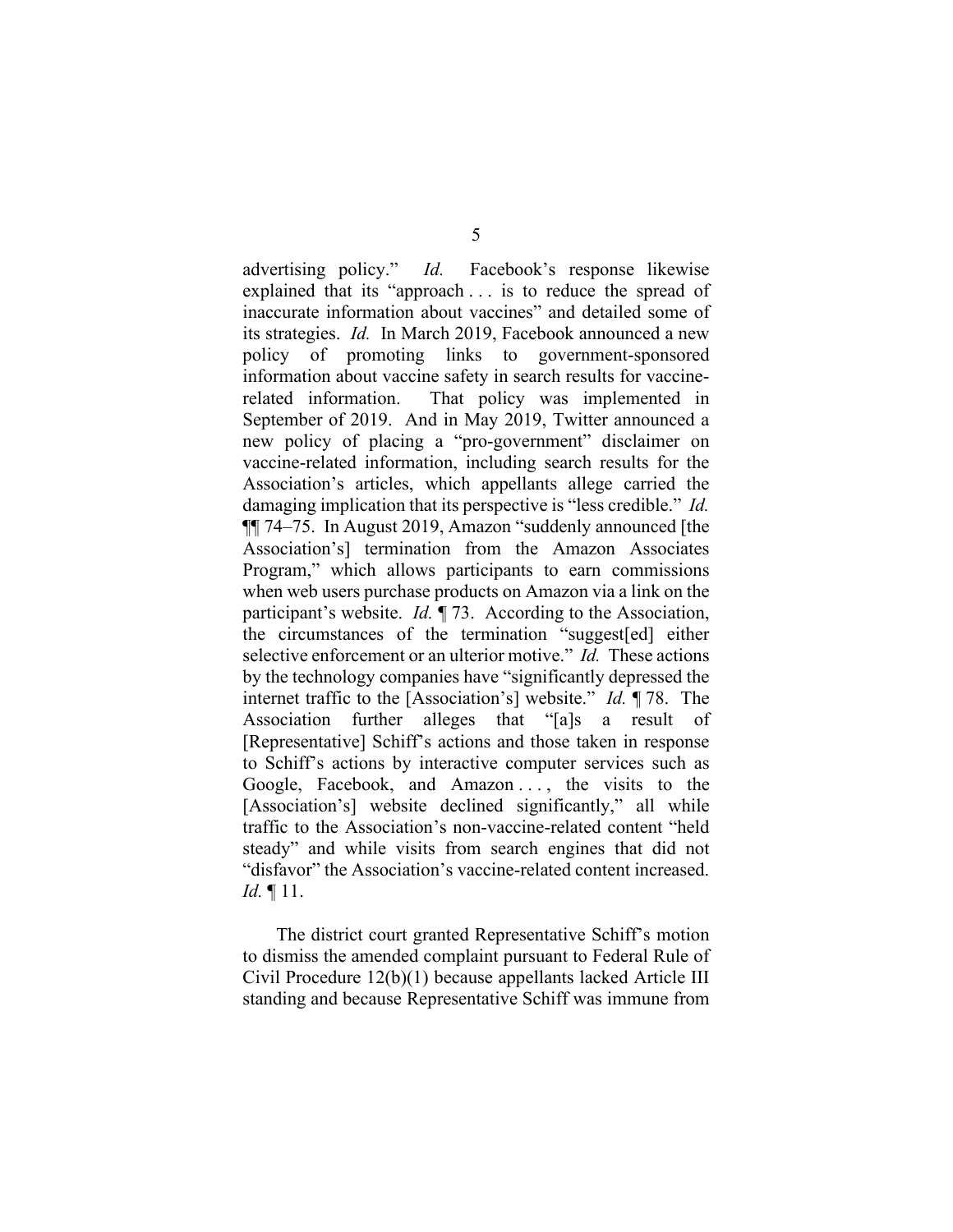advertising policy." *Id.* Facebook's response likewise explained that its "approach . . . is to reduce the spread of inaccurate information about vaccines" and detailed some of its strategies. *Id.* In March 2019, Facebook announced a new policy of promoting links to government-sponsored information about vaccine safety in search results for vaccine-related information. That policy was implemented in September of 2019. And in May 2019, Twitter announced a new policy of placing a "pro-government" disclaimer on vaccine-related information, including search results for the Association's articles, which appellants allege carried the damaging implication that its perspective is "less credible." *Id.* ¶¶ 74–75. In August 2019, Amazon "suddenly announced [the Association's] termination from the Amazon Associates Program," which allows participants to earn commissions when web users purchase products on Amazon via a link on the participant's website. *Id.* ¶ 73. According to the Association, the circumstances of the termination "suggest[ed] either selective enforcement or an ulterior motive." *Id.* These actions by the technology companies have "significantly depressed the internet traffic to the [Association's] website." *Id.* ¶ 78. The Association further alleges that "[a]s a result of [Representative] Schiff's actions and those taken in response to Schiff's actions by interactive computer services such as Google, Facebook, and Amazon . . . , the visits to the [Association's] website declined significantly," all while traffic to the Association's non-vaccine-related content "held steady" and while visits from search engines that did not "disfavor" the Association's vaccine-related content increased. *Id.* ¶ 11.

The district court granted Representative Schiff's motion to dismiss the amended complaint pursuant to Federal Rule of Civil Procedure 12(b)(1) because appellants lacked Article III standing and because Representative Schiff was immune from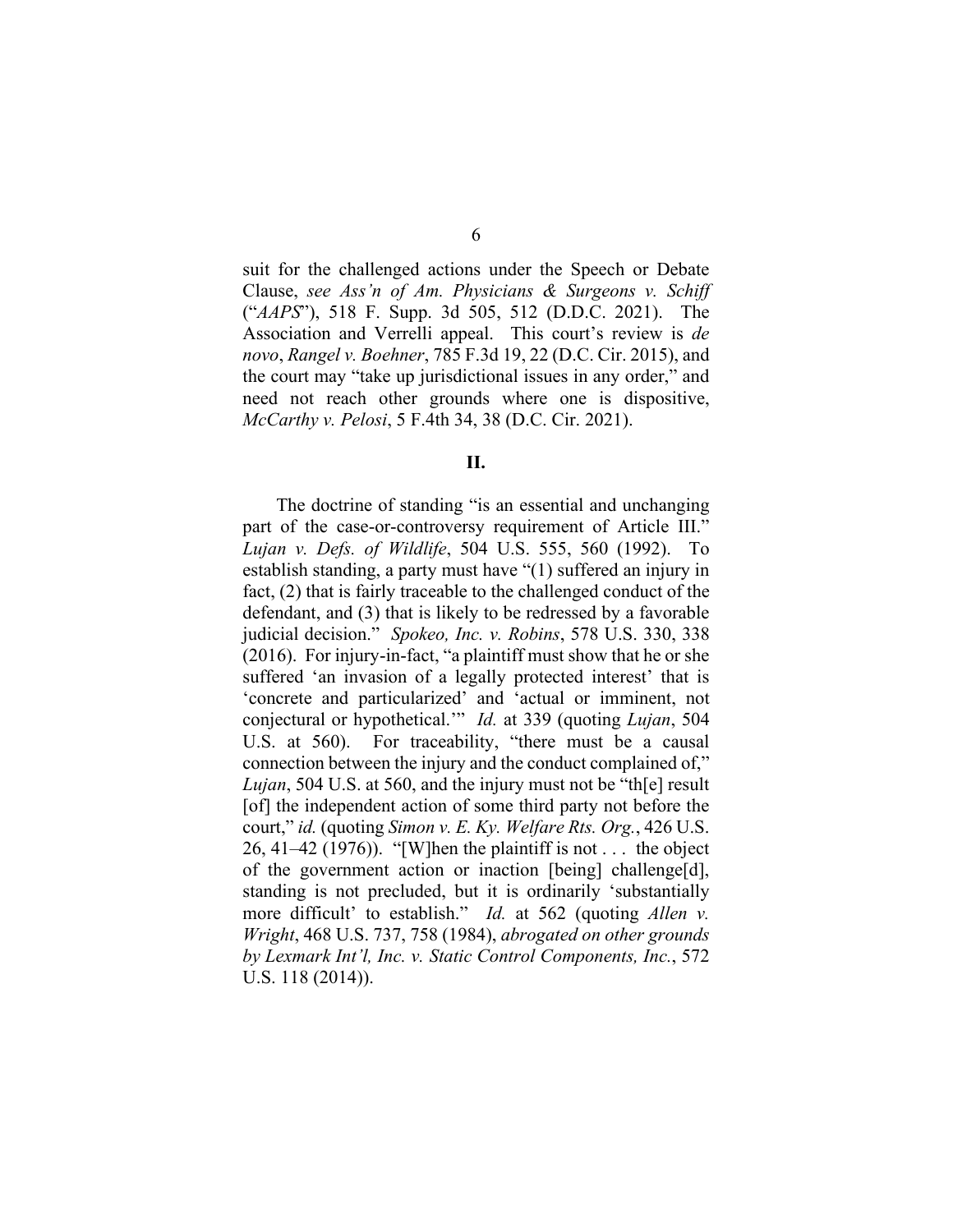suit for the challenged actions under the Speech or Debate Clause, *see Ass'n of Am. Physicians & Surgeons v. Schiff* ("*AAPS*"), 518 F. Supp. 3d 505, 512 (D.D.C. 2021). The Association and Verrelli appeal. This court's review is *de novo*, *Rangel v. Boehner*, 785 F.3d 19, 22 (D.C. Cir. 2015), and the court may "take up jurisdictional issues in any order," and need not reach other grounds where one is dispositive, *McCarthy v. Pelosi*, 5 F.4th 34, 38 (D.C. Cir. 2021).

## II.

The doctrine of standing "is an essential and unchanging part of the case-or-controversy requirement of Article III." *Lujan v. Defs. of Wildlife*, 504 U.S. 555, 560 (1992). To establish standing, a party must have "(1) suffered an injury in fact, (2) that is fairly traceable to the challenged conduct of the defendant, and (3) that is likely to be redressed by a favorable judicial decision." *Spokeo, Inc. v. Robins*, 578 U.S. 330, 338 (2016). For injury-in-fact, "a plaintiff must show that he or she suffered 'an invasion of a legally protected interest' that is 'concrete and particularized' and 'actual or imminent, not conjectural or hypothetical.'" *Id.* at 339 (quoting *Lujan*, 504 U.S. at 560). For traceability, "there must be a causal connection between the injury and the conduct complained of," *Lujan*, 504 U.S. at 560, and the injury must not be "th[e] result [of] the independent action of some third party not before the court," *id.* (quoting *Simon v. E. Ky. Welfare Rts. Org.*, 426 U.S. 26, 41–42 (1976)). "[W]hen the plaintiff is not . . . the object of the government action or inaction [being] challenge[d], standing is not precluded, but it is ordinarily 'substantially more difficult' to establish." *Id.* at 562 (quoting *Allen v. Wright*, 468 U.S. 737, 758 (1984), *abrogated on other grounds by Lexmark Int'l, Inc. v. Static Control Components, Inc.*, 572 U.S. 118 (2014)).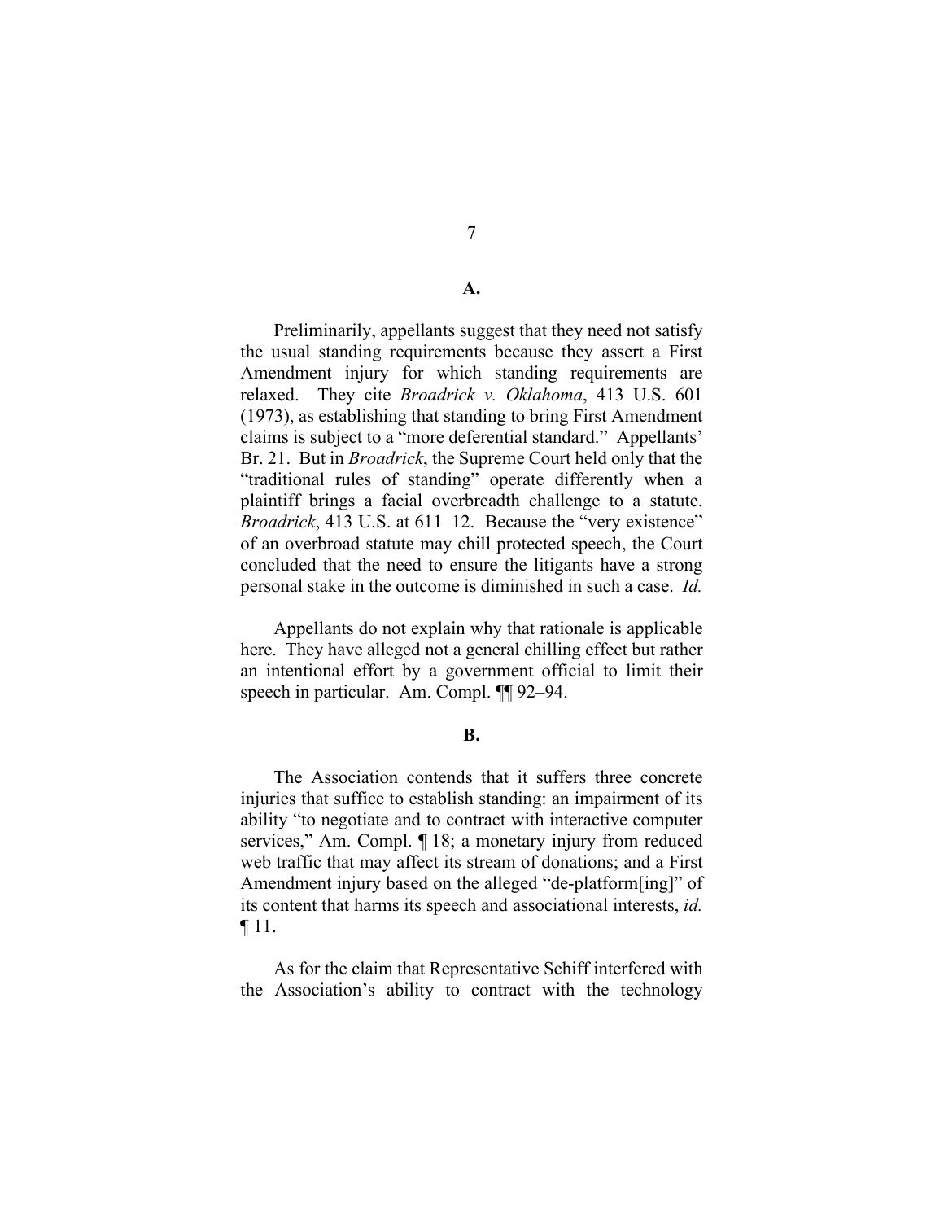**A.**

Preliminarily, appellants suggest that they need not satisfy the usual standing requirements because they assert a First Amendment injury for which standing requirements are relaxed. They cite *Broadrick v. Oklahoma*, 413 U.S. 601 (1973), as establishing that standing to bring First Amendment claims is subject to a "more deferential standard." Appellants' Br. 21. But in *Broadrick*, the Supreme Court held only that the "traditional rules of standing" operate differently when a plaintiff brings a facial overbreadth challenge to a statute. *Broadrick*, 413 U.S. at 611–12. Because the "very existence" of an overbroad statute may chill protected speech, the Court concluded that the need to ensure the litigants have a strong personal stake in the outcome is diminished in such a case. *Id.*

Appellants do not explain why that rationale is applicable here. They have alleged not a general chilling effect but rather an intentional effort by a government official to limit their speech in particular. Am. Compl. ¶¶ 92–94.

**B.**

The Association contends that it suffers three concrete injuries that suffice to establish standing: an impairment of its ability "to negotiate and to contract with interactive computer services," Am. Compl. ¶ 18; a monetary injury from reduced web traffic that may affect its stream of donations; and a First Amendment injury based on the alleged "de-platform[ing]" of its content that harms its speech and associational interests, *id.* ¶ 11.

As for the claim that Representative Schiff interfered with the Association's ability to contract with the technology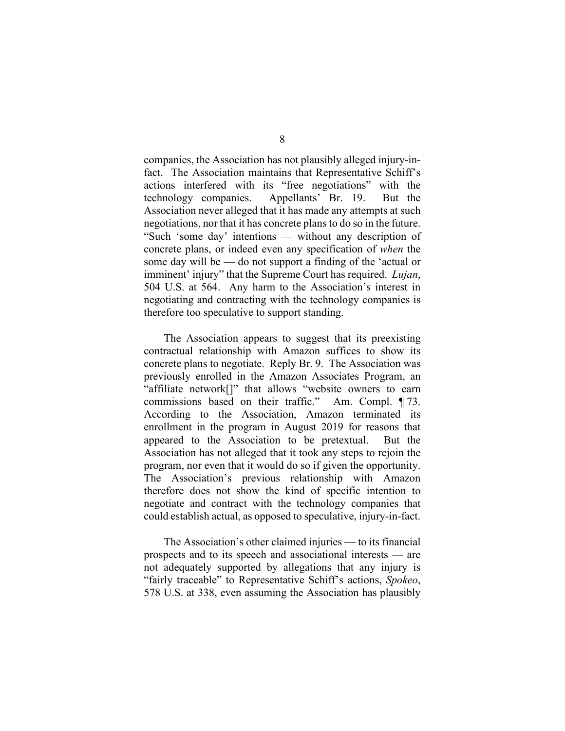companies, the Association has not plausibly alleged injury-in-fact. The Association maintains that Representative Schiff's actions interfered with its "free negotiations" with the technology companies. Appellants' Br. 19. But the Association never alleged that it has made any attempts at such negotiations, nor that it has concrete plans to do so in the future. "Such 'some day' intentions — without any description of concrete plans, or indeed even any specification of *when* the some day will be — do not support a finding of the 'actual or imminent' injury" that the Supreme Court has required. *Lujan*, 504 U.S. at 564. Any harm to the Association's interest in negotiating and contracting with the technology companies is therefore too speculative to support standing.

The Association appears to suggest that its preexisting contractual relationship with Amazon suffices to show its concrete plans to negotiate. Reply Br. 9. The Association was previously enrolled in the Amazon Associates Program, an "affiliate network[]" that allows "website owners to earn commissions based on their traffic." Am. Compl. ¶ 73. According to the Association, Amazon terminated its enrollment in the program in August 2019 for reasons that appeared to the Association to be pretextual. But the Association has not alleged that it took any steps to rejoin the program, nor even that it would do so if given the opportunity. The Association's previous relationship with Amazon therefore does not show the kind of specific intention to negotiate and contract with the technology companies that could establish actual, as opposed to speculative, injury-in-fact.

The Association's other claimed injuries — to its financial prospects and to its speech and associational interests — are not adequately supported by allegations that any injury is "fairly traceable" to Representative Schiff's actions, *Spokeo*, 578 U.S. at 338, even assuming the Association has plausibly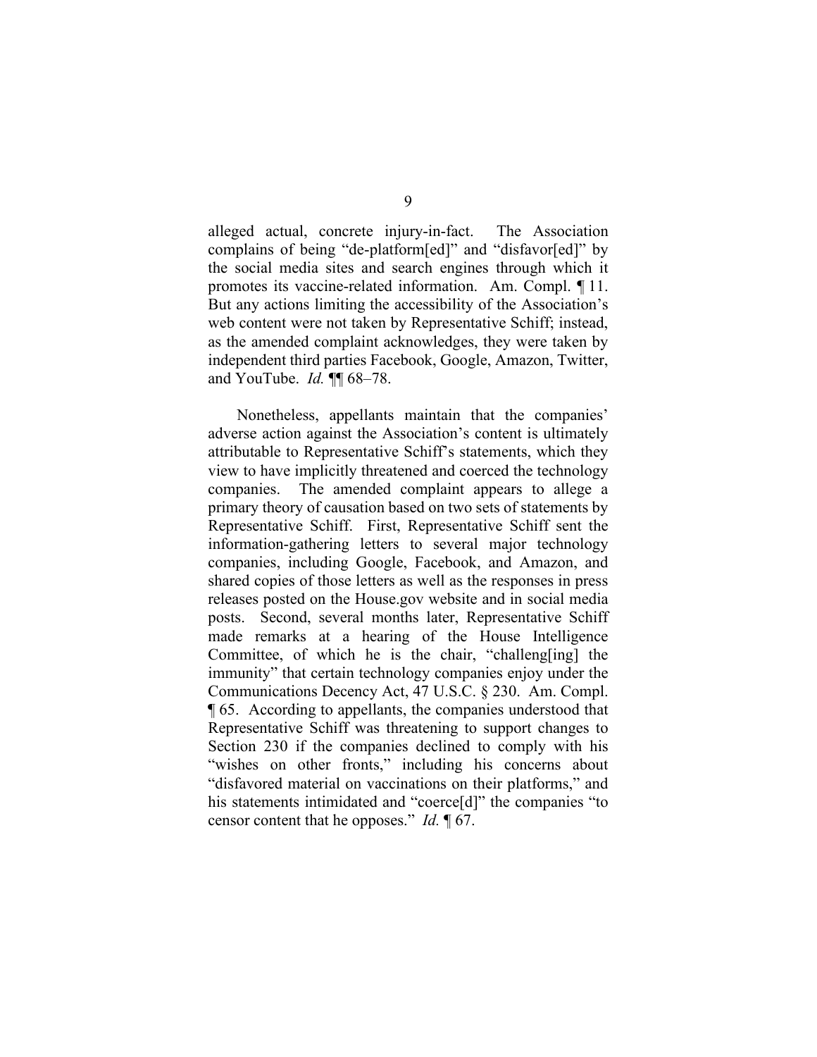alleged actual, concrete injury-in-fact. The Association complains of being "de-platform[ed]" and "disfavor[ed]" by the social media sites and search engines through which it promotes its vaccine-related information. Am. Compl. ¶ 11. But any actions limiting the accessibility of the Association's web content were not taken by Representative Schiff; instead, as the amended complaint acknowledges, they were taken by independent third parties Facebook, Google, Amazon, Twitter, and YouTube. *Id.* ¶¶ 68–78.

Nonetheless, appellants maintain that the companies' adverse action against the Association's content is ultimately attributable to Representative Schiff's statements, which they view to have implicitly threatened and coerced the technology companies. The amended complaint appears to allege a primary theory of causation based on two sets of statements by Representative Schiff. First, Representative Schiff sent the information-gathering letters to several major technology companies, including Google, Facebook, and Amazon, and shared copies of those letters as well as the responses in press releases posted on the House.gov website and in social media posts. Second, several months later, Representative Schiff made remarks at a hearing of the House Intelligence Committee, of which he is the chair, "challeng[ing] the immunity" that certain technology companies enjoy under the Communications Decency Act, 47 U.S.C. § 230. Am. Compl. ¶ 65. According to appellants, the companies understood that Representative Schiff was threatening to support changes to Section 230 if the companies declined to comply with his "wishes on other fronts," including his concerns about "disfavored material on vaccinations on their platforms," and his statements intimidated and "coerce[d]" the companies "to censor content that he opposes." *Id.* ¶ 67.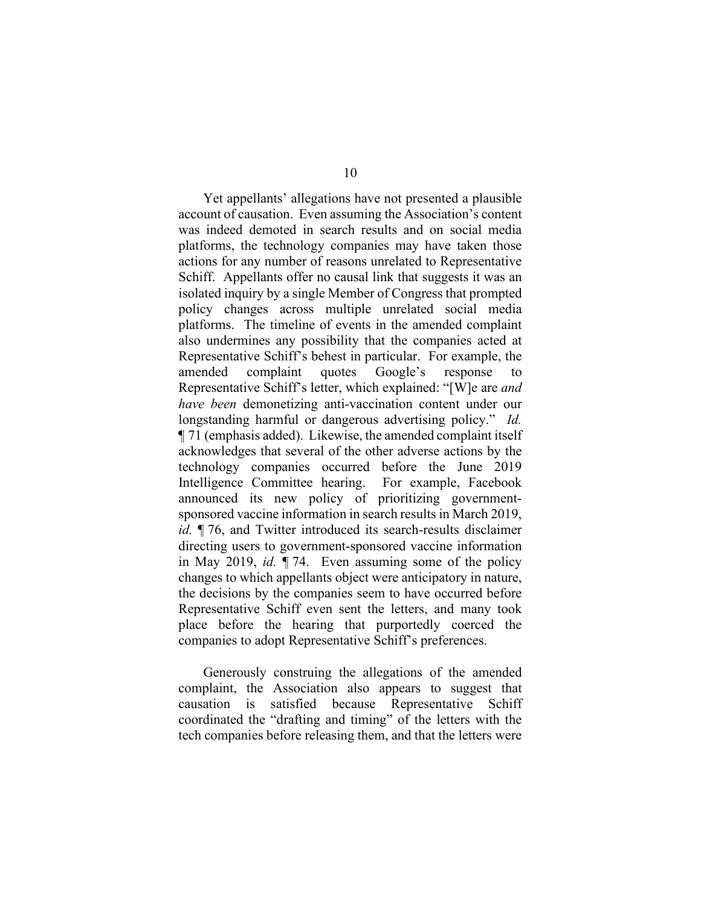Yet appellants' allegations have not presented a plausible account of causation. Even assuming the Association's content was indeed demoted in search results and on social media platforms, the technology companies may have taken those actions for any number of reasons unrelated to Representative Schiff. Appellants offer no causal link that suggests it was an isolated inquiry by a single Member of Congress that prompted policy changes across multiple unrelated social media platforms. The timeline of events in the amended complaint also undermines any possibility that the companies acted at Representative Schiff's behest in particular. For example, the amended complaint quotes Google's response to Representative Schiff's letter, which explained: "[W]e are *and have been* demonetizing anti-vaccination content under our longstanding harmful or dangerous advertising policy." *Id.* ¶ 71 (emphasis added). Likewise, the amended complaint itself acknowledges that several of the other adverse actions by the technology companies occurred before the June 2019 Intelligence Committee hearing. For example, Facebook announced its new policy of prioritizing government-sponsored vaccine information in search results in March 2019, *id.* ¶ 76, and Twitter introduced its search-results disclaimer directing users to government-sponsored vaccine information in May 2019, *id.* ¶ 74. Even assuming some of the policy changes to which appellants object were anticipatory in nature, the decisions by the companies seem to have occurred before Representative Schiff even sent the letters, and many took place before the hearing that purportedly coerced the companies to adopt Representative Schiff's preferences.

Generously construing the allegations of the amended complaint, the Association also appears to suggest that causation is satisfied because Representative Schiff coordinated the "drafting and timing" of the letters with the tech companies before releasing them, and that the letters were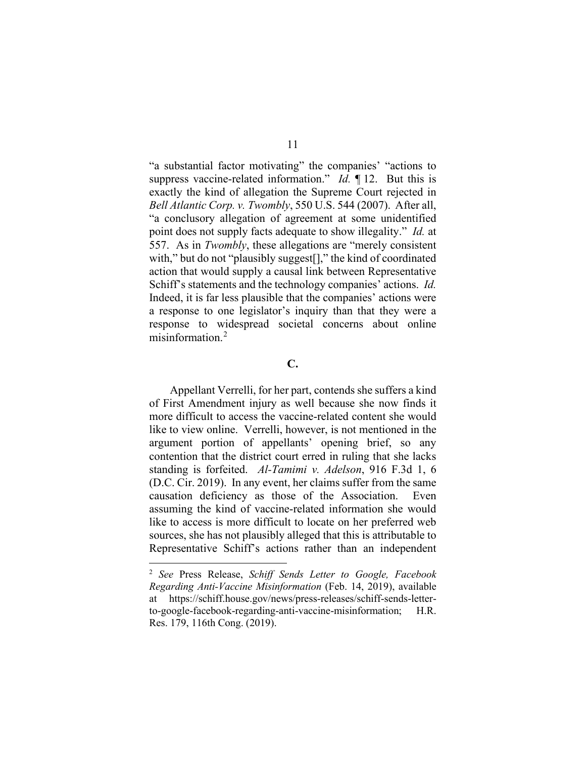"a substantial factor motivating" the companies' "actions to suppress vaccine-related information." *Id.* ¶ 12. But this is exactly the kind of allegation the Supreme Court rejected in *Bell Atlantic Corp. v. Twombly*, 550 U.S. 544 (2007). After all, "a conclusory allegation of agreement at some unidentified point does not supply facts adequate to show illegality." *Id.* at 557. As in *Twombly*, these allegations are "merely consistent with," but do not "plausibly suggest[]," the kind of coordinated action that would supply a causal link between Representative Schiff's statements and the technology companies' actions. *Id.* Indeed, it is far less plausible that the companies' actions were a response to one legislator's inquiry than that they were a response to widespread societal concerns about online misinformation.[2]

### C.

Appellant Verrelli, for her part, contends she suffers a kind of First Amendment injury as well because she now finds it more difficult to access the vaccine-related content she would like to view online. Verrelli, however, is not mentioned in the argument portion of appellants' opening brief, so any contention that the district court erred in ruling that she lacks standing is forfeited. *Al-Tamimi v. Adelson*, 916 F.3d 1, 6 (D.C. Cir. 2019). In any event, her claims suffer from the same causation deficiency as those of the Association. Even assuming the kind of vaccine-related information she would like to access is more difficult to locate on her preferred web sources, she has not plausibly alleged that this is attributable to Representative Schiff's actions rather than an independent

---

[2] *See* Press Release, *Schiff Sends Letter to Google, Facebook Regarding Anti-Vaccine Misinformation* (Feb. 14, 2019), available at https://schiff.house.gov/news/press-releases/schiff-sends-letter-to-google-facebook-regarding-anti-vaccine-misinformation; H.R. Res. 179, 116th Cong. (2019).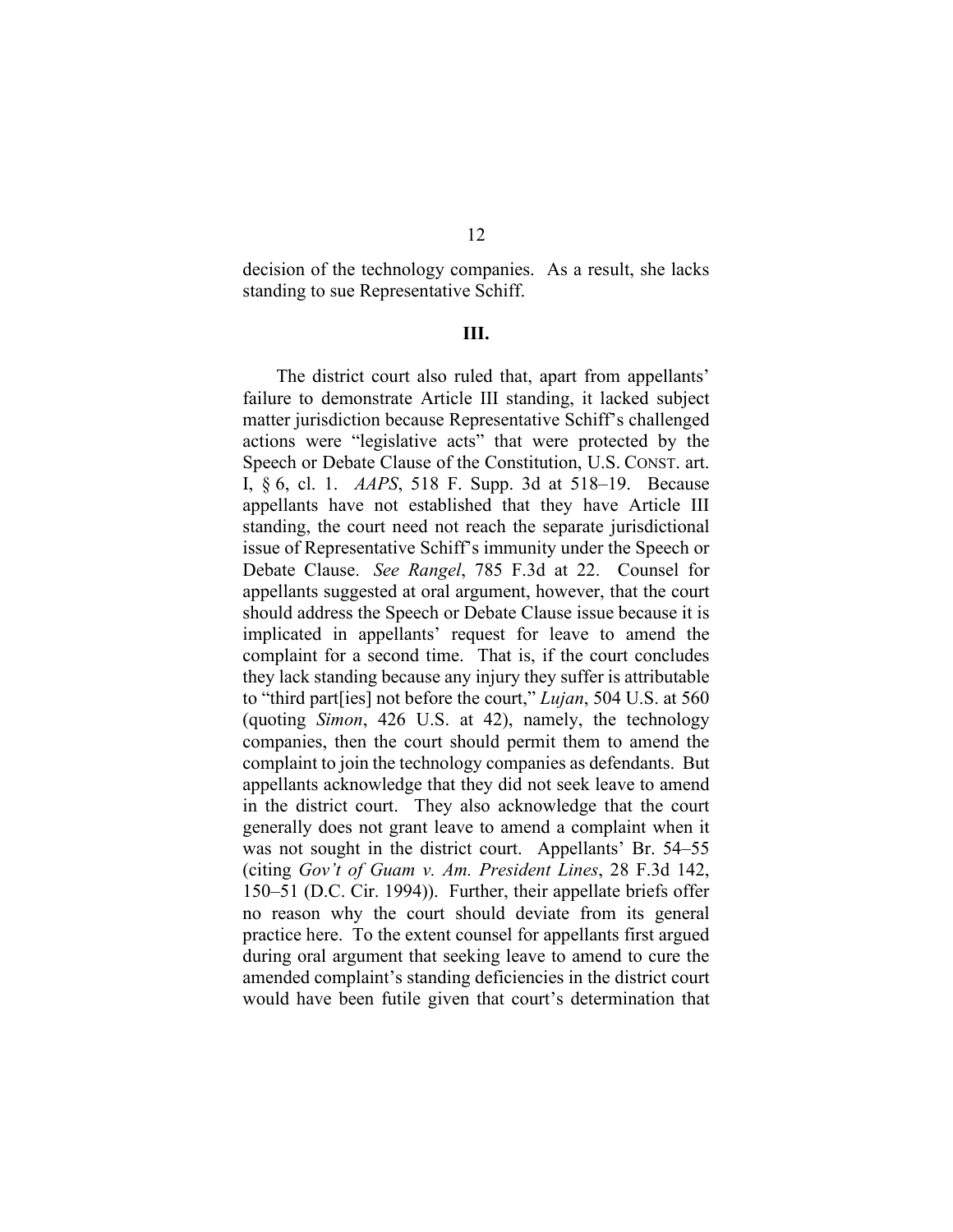decision of the technology companies. As a result, she lacks standing to sue Representative Schiff.

## III.

The district court also ruled that, apart from appellants' failure to demonstrate Article III standing, it lacked subject matter jurisdiction because Representative Schiff's challenged actions were "legislative acts" that were protected by the Speech or Debate Clause of the Constitution, U.S. CONST. art. I, § 6, cl. 1. *AAPS*, 518 F. Supp. 3d at 518–19. Because appellants have not established that they have Article III standing, the court need not reach the separate jurisdictional issue of Representative Schiff's immunity under the Speech or Debate Clause. *See Rangel*, 785 F.3d at 22. Counsel for appellants suggested at oral argument, however, that the court should address the Speech or Debate Clause issue because it is implicated in appellants' request for leave to amend the complaint for a second time. That is, if the court concludes they lack standing because any injury they suffer is attributable to "third part[ies] not before the court," *Lujan*, 504 U.S. at 560 (quoting *Simon*, 426 U.S. at 42), namely, the technology companies, then the court should permit them to amend the complaint to join the technology companies as defendants. But appellants acknowledge that they did not seek leave to amend in the district court. They also acknowledge that the court generally does not grant leave to amend a complaint when it was not sought in the district court. Appellants' Br. 54–55 (citing *Gov't of Guam v. Am. President Lines*, 28 F.3d 142, 150–51 (D.C. Cir. 1994)). Further, their appellate briefs offer no reason why the court should deviate from its general practice here. To the extent counsel for appellants first argued during oral argument that seeking leave to amend to cure the amended complaint's standing deficiencies in the district court would have been futile given that court's determination that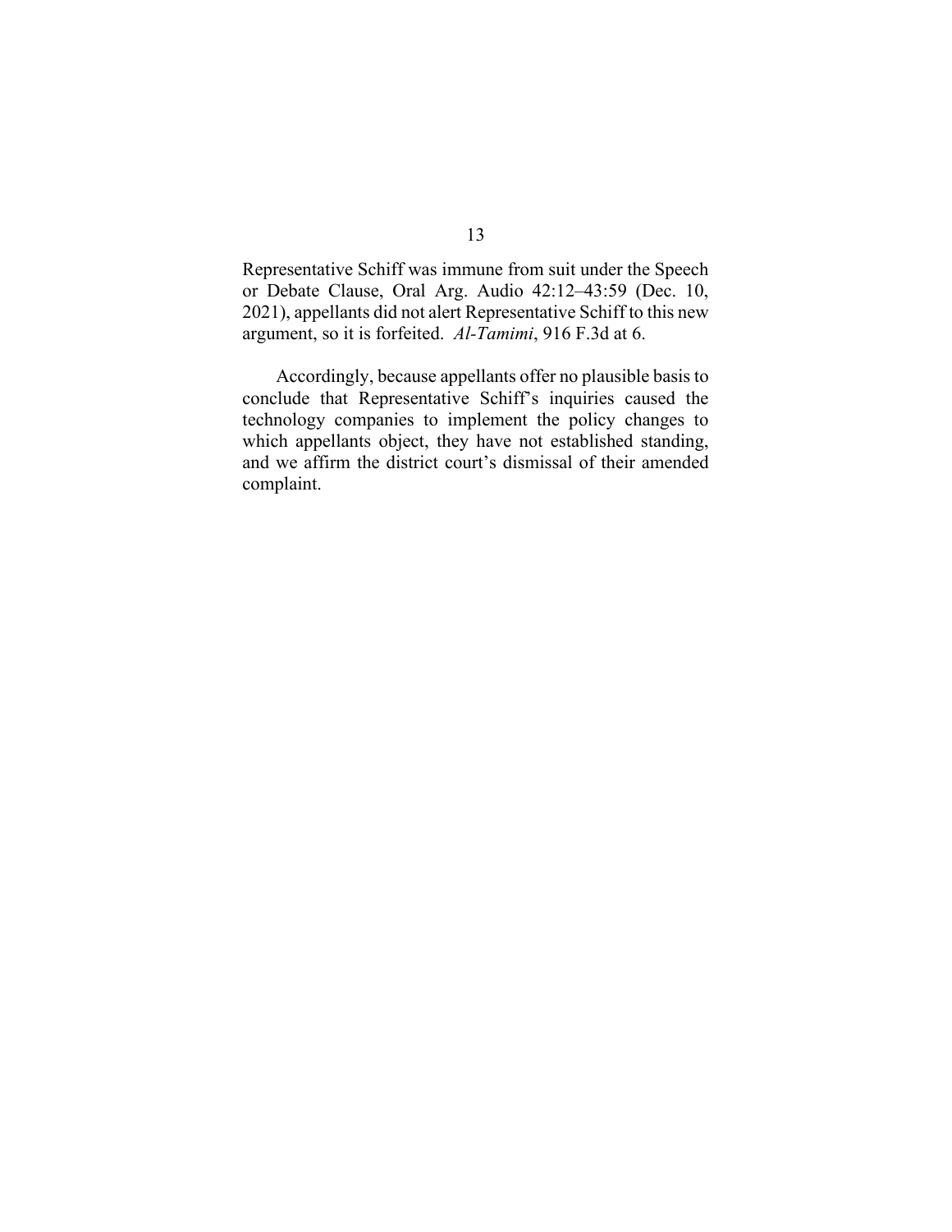Representative Schiff was immune from suit under the Speech or Debate Clause, Oral Arg. Audio 42:12–43:59 (Dec. 10, 2021), appellants did not alert Representative Schiff to this new argument, so it is forfeited. *Al-Tamimi*, 916 F.3d at 6.

Accordingly, because appellants offer no plausible basis to conclude that Representative Schiff's inquiries caused the technology companies to implement the policy changes to which appellants object, they have not established standing, and we affirm the district court's dismissal of their amended complaint.